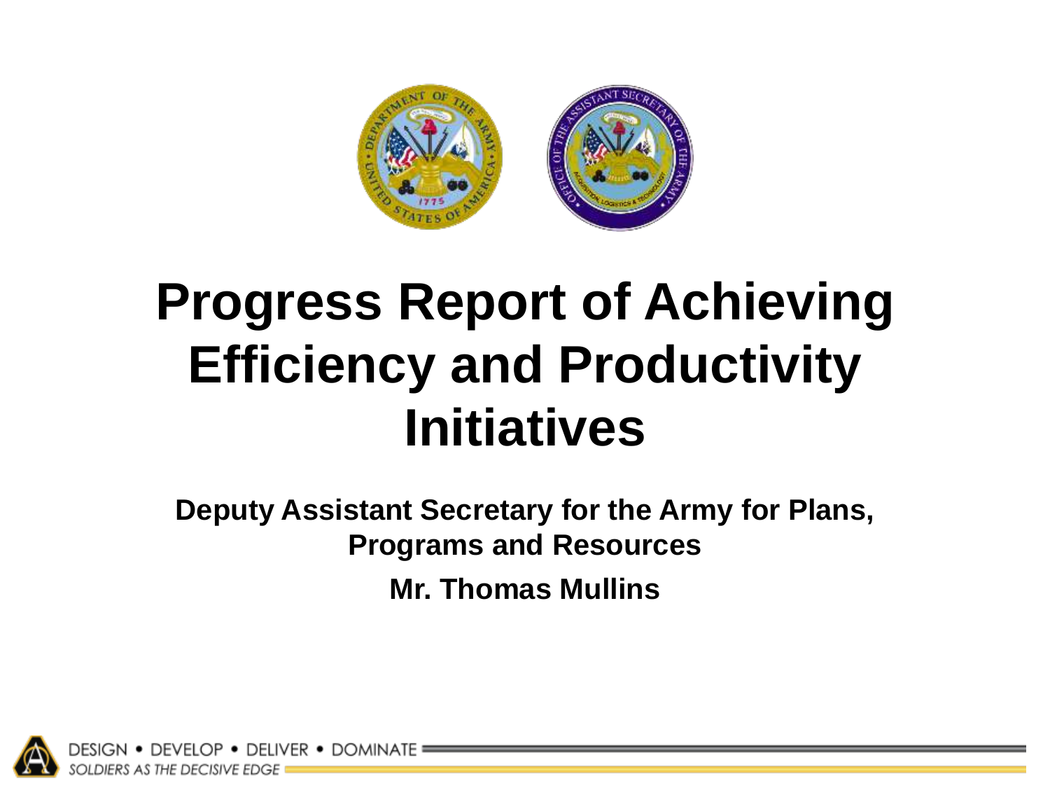# Progress Report of Achieving Efficiency and Productivity Initiatives

**Deputy Assistant Secretary for the Army for Plans, Programs and Resources**

**Mr. Thomas Mullins**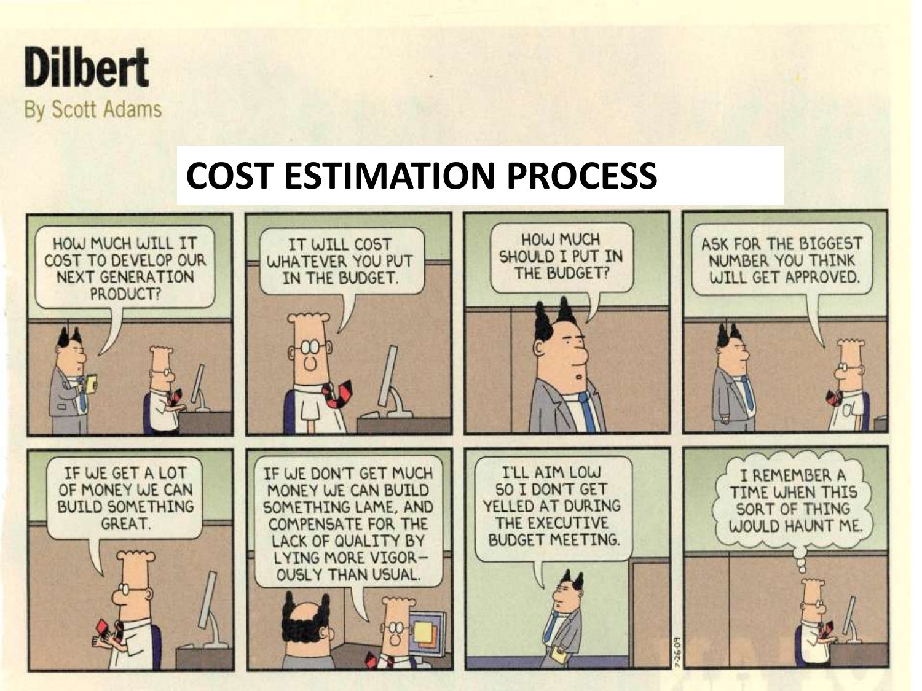**Dilbert**

By Scott Adams

# COST ESTIMATION PROCESS

HOW MUCH WILL IT COST TO DEVELOP OUR NEXT GENERATION PRODUCT?

IT WILL COST WHATEVER YOU PUT IN THE BUDGET.

HOW MUCH SHOULD I PUT IN THE BUDGET?

ASK FOR THE BIGGEST NUMBER YOU THINK WILL GET APPROVED.

IF WE GET A LOT OF MONEY WE CAN BUILD SOMETHING GREAT.

IF WE DON'T GET MUCH MONEY WE CAN BUILD SOMETHING LAME, AND COMPENSATE FOR THE LACK OF QUALITY BY LYING MORE VIGOROUSLY THAN USUAL.

I'LL AIM LOW SO I DON'T GET YELLED AT DURING THE EXECUTIVE BUDGET MEETING.

I REMEMBER A TIME WHEN THIS SORT OF THING WOULD HAUNT ME.

7-26-09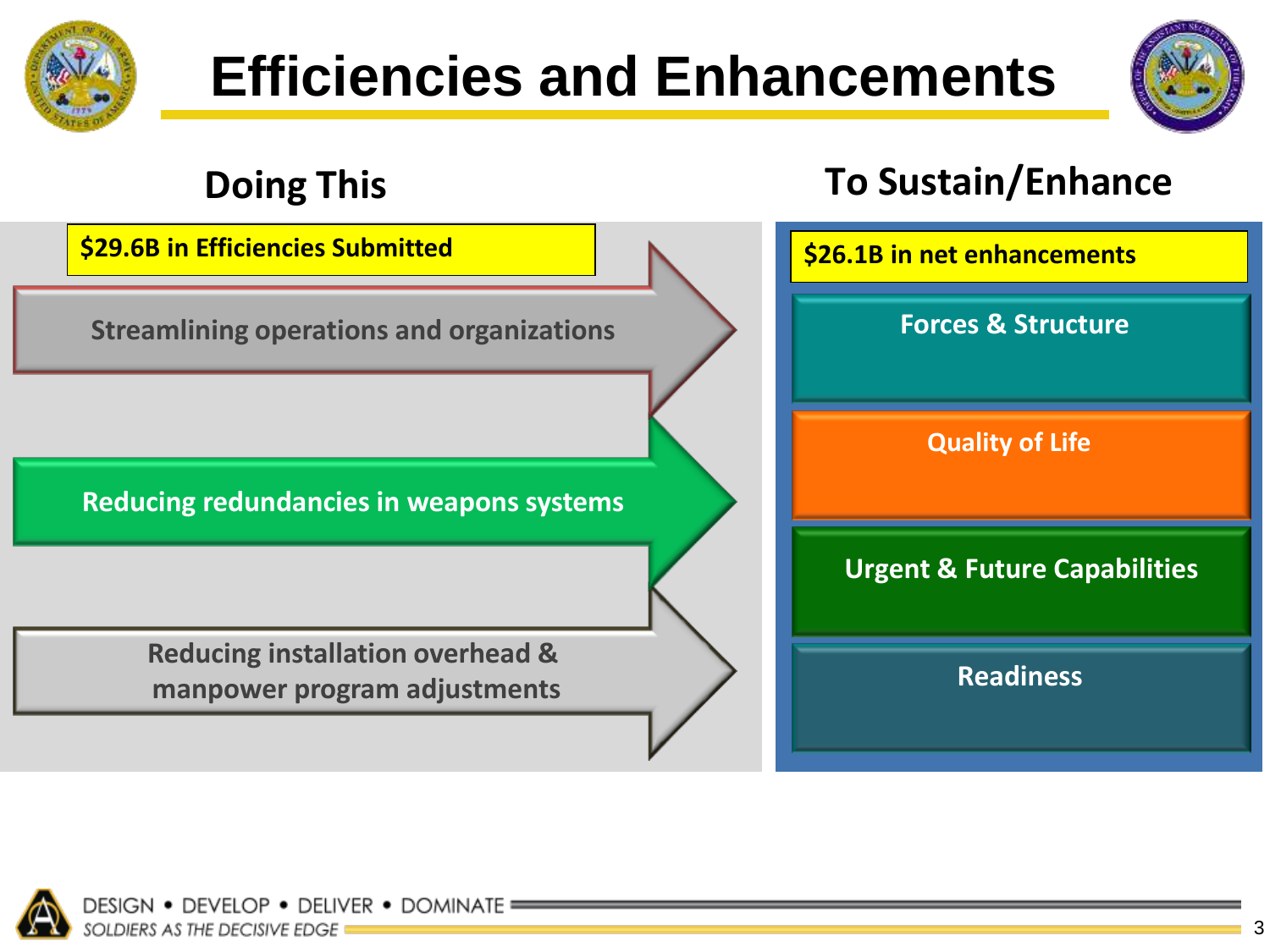# Efficiencies and Enhancements

## Doing This

**$29.6B in Efficiencies Submitted**

- Streamlining operations and organizations
- Reducing redundancies in weapons systems
- Reducing installation overhead & manpower program adjustments

## To Sustain/Enhance

**$26.1B in net enhancements**

- Forces & Structure
- Quality of Life
- Urgent & Future Capabilities
- Readiness

DESIGN • DEVELOP • DELIVER • DOMINATE

*SOLDIERS AS THE DECISIVE EDGE*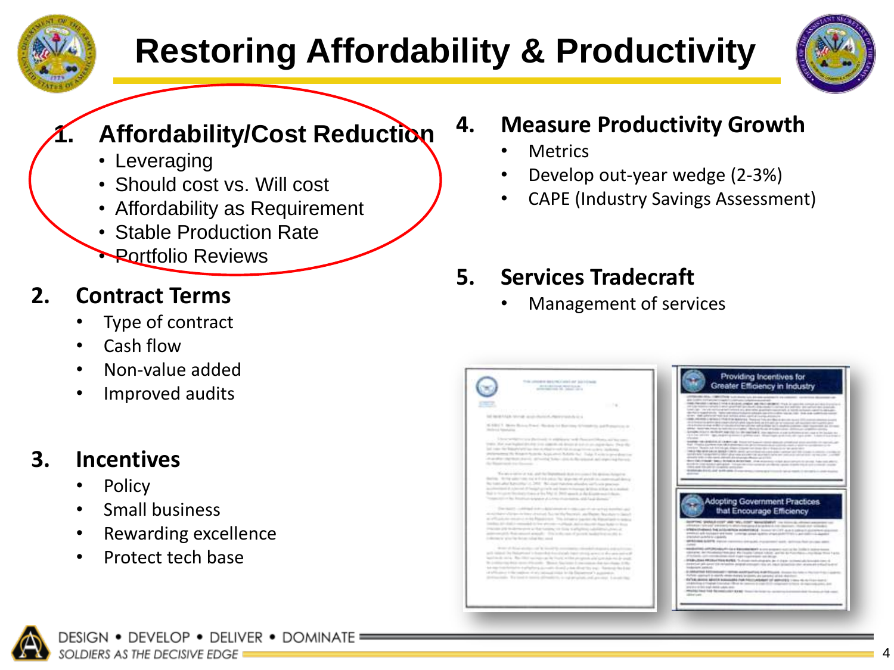# Restoring Affordability & Productivity

1. **Affordability/Cost Reduction**
   - Leveraging
   - Should cost vs. Will cost
   - Affordability as Requirement
   - Stable Production Rate
   - Portfolio Reviews
2. **Contract Terms**
   - Type of contract
   - Cash flow
   - Non-value added
   - Improved audits
3. **Incentives**
   - Policy
   - Small business
   - Rewarding excellence
   - Protect tech base
4. **Measure Productivity Growth**
   - Metrics
   - Develop out-year wedge (2-3%)
   - CAPE (Industry Savings Assessment)
5. **Services Tradecraft**
   - Management of services

DESIGN • DEVELOP • DELIVER • DOMINATE

*SOLDIERS AS THE DECISIVE EDGE*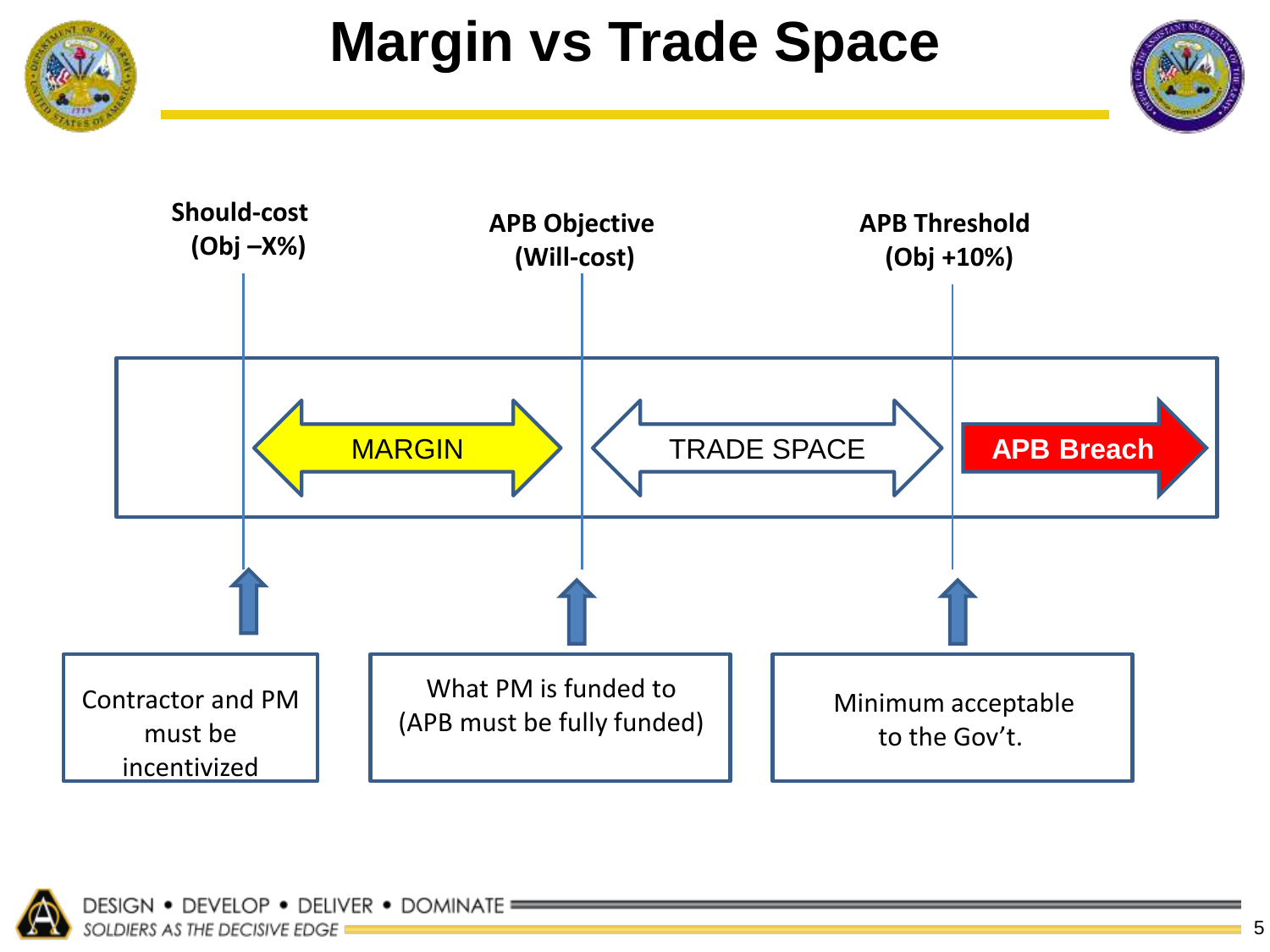# Margin vs Trade Space

**Should-cost (Obj –X%)**

**APB Objective (Will-cost)**

**APB Threshold (Obj +10%)**

MARGIN

TRADE SPACE

**APB Breach**

Contractor and PM must be incentivized

What PM is funded to (APB must be fully funded)

Minimum acceptable to the Gov't.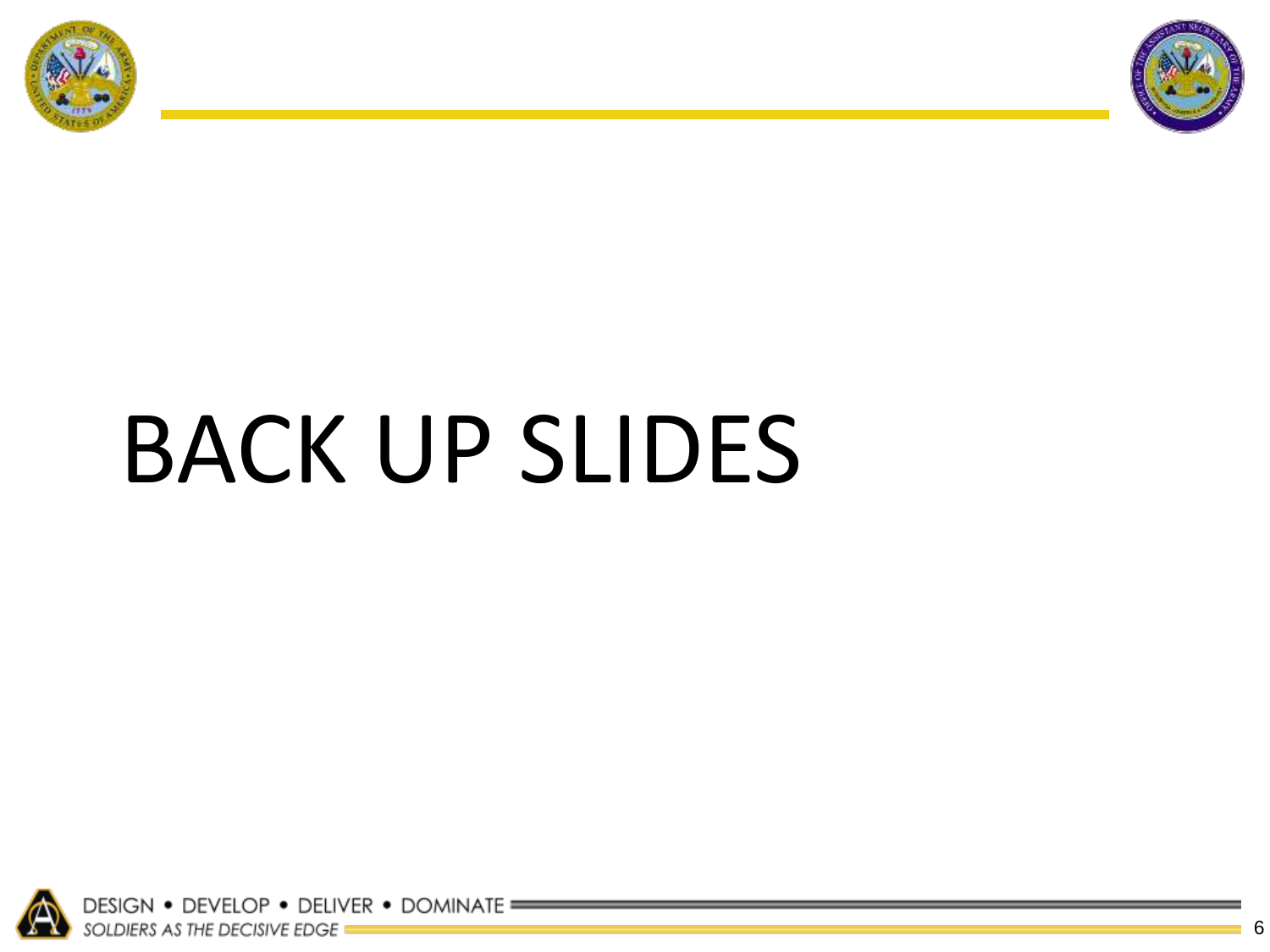# BACK UP SLIDES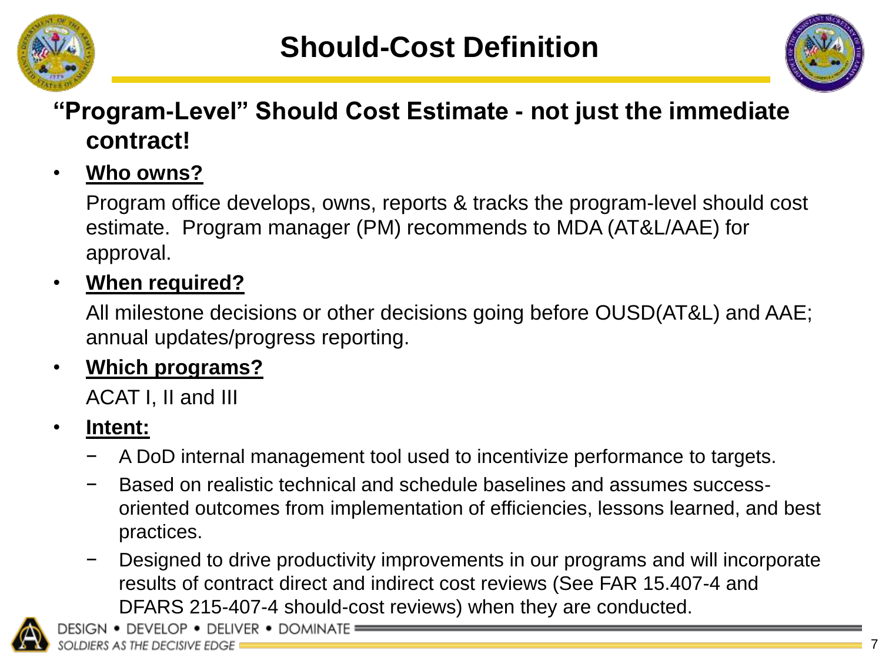# Should-Cost Definition

## "Program-Level" Should Cost Estimate - not just the immediate contract!

- **Who owns?**

  Program office develops, owns, reports & tracks the program-level should cost estimate. Program manager (PM) recommends to MDA (AT&L/AAE) for approval.

- **When required?**

  All milestone decisions or other decisions going before OUSD(AT&L) and AAE; annual updates/progress reporting.

- **Which programs?**

  ACAT I, II and III

- **Intent:**
  - A DoD internal management tool used to incentivize performance to targets.
  - Based on realistic technical and schedule baselines and assumes success-oriented outcomes from implementation of efficiencies, lessons learned, and best practices.
  - Designed to drive productivity improvements in our programs and will incorporate results of contract direct and indirect cost reviews (See FAR 15.407-4 and DFARS 215-407-4 should-cost reviews) when they are conducted.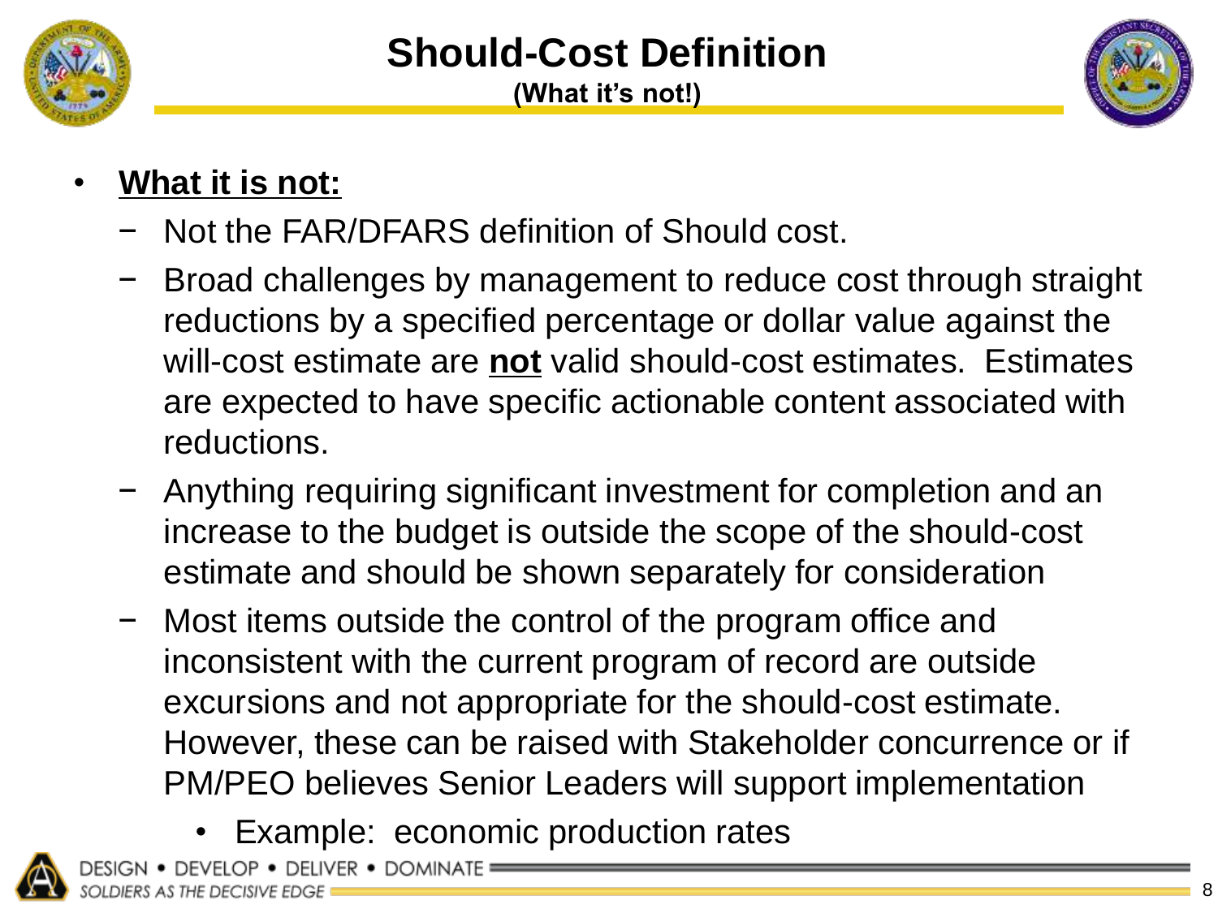# Should-Cost Definition

**(What it's not!)**

- **What it is not:**
  - Not the FAR/DFARS definition of Should cost.
  - Broad challenges by management to reduce cost through straight reductions by a specified percentage or dollar value against the will-cost estimate are **not** valid should-cost estimates. Estimates are expected to have specific actionable content associated with reductions.
  - Anything requiring significant investment for completion and an increase to the budget is outside the scope of the should-cost estimate and should be shown separately for consideration
  - Most items outside the control of the program office and inconsistent with the current program of record are outside excursions and not appropriate for the should-cost estimate. However, these can be raised with Stakeholder concurrence or if PM/PEO believes Senior Leaders will support implementation
    - Example: economic production rates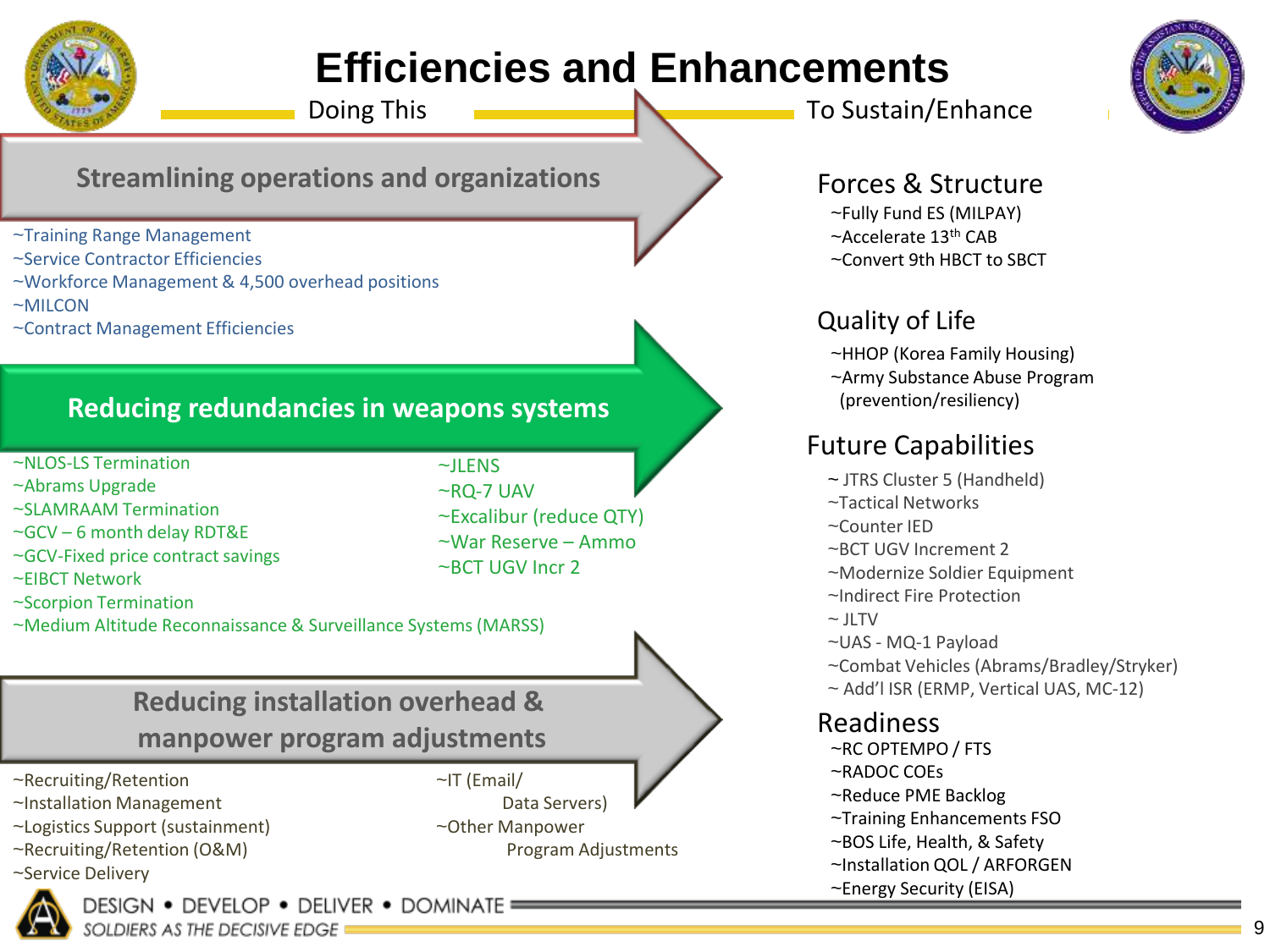# Efficiencies and Enhancements

Doing This — To Sustain/Enhance

## Streamlining operations and organizations

- ~Training Range Management
- ~Service Contractor Efficiencies
- ~Workforce Management & 4,500 overhead positions
- ~MILCON
- ~Contract Management Efficiencies

## Reducing redundancies in weapons systems

- ~NLOS-LS Termination
- ~Abrams Upgrade
- ~SLAMRAAM Termination
- ~GCV – 6 month delay RDT&E
- ~GCV-Fixed price contract savings
- ~EIBCT Network
- ~Scorpion Termination
- ~Medium Altitude Reconnaissance & Surveillance Systems (MARSS)
- ~JLENS
- ~RQ-7 UAV
- ~Excalibur (reduce QTY)
- ~War Reserve – Ammo
- ~BCT UGV Incr 2

## Reducing installation overhead & manpower program adjustments

- ~Recruiting/Retention
- ~Installation Management
- ~Logistics Support (sustainment)
- ~Recruiting/Retention (O&M)
- ~Service Delivery
- ~IT (Email/ Data Servers)
- ~Other Manpower Program Adjustments

## Forces & Structure

- ~Fully Fund ES (MILPAY)
- ~Accelerate 13th CAB
- ~Convert 9th HBCT to SBCT

## Quality of Life

- ~HHOP (Korea Family Housing)
- ~Army Substance Abuse Program (prevention/resiliency)

## Future Capabilities

- ~ JTRS Cluster 5 (Handheld)
- ~Tactical Networks
- ~Counter IED
- ~BCT UGV Increment 2
- ~Modernize Soldier Equipment
- ~Indirect Fire Protection
- ~ JLTV
- ~UAS - MQ-1 Payload
- ~Combat Vehicles (Abrams/Bradley/Stryker)
- ~ Add'l ISR (ERMP, Vertical UAS, MC-12)

## Readiness

- ~RC OPTEMPO / FTS
- ~RADOC COEs
- ~Reduce PME Backlog
- ~Training Enhancements FSO
- ~BOS Life, Health, & Safety
- ~Installation QOL / ARFORGEN
- ~Energy Security (EISA)

DESIGN • DEVELOP • DELIVER • DOMINATE

*SOLDIERS AS THE DECISIVE EDGE*